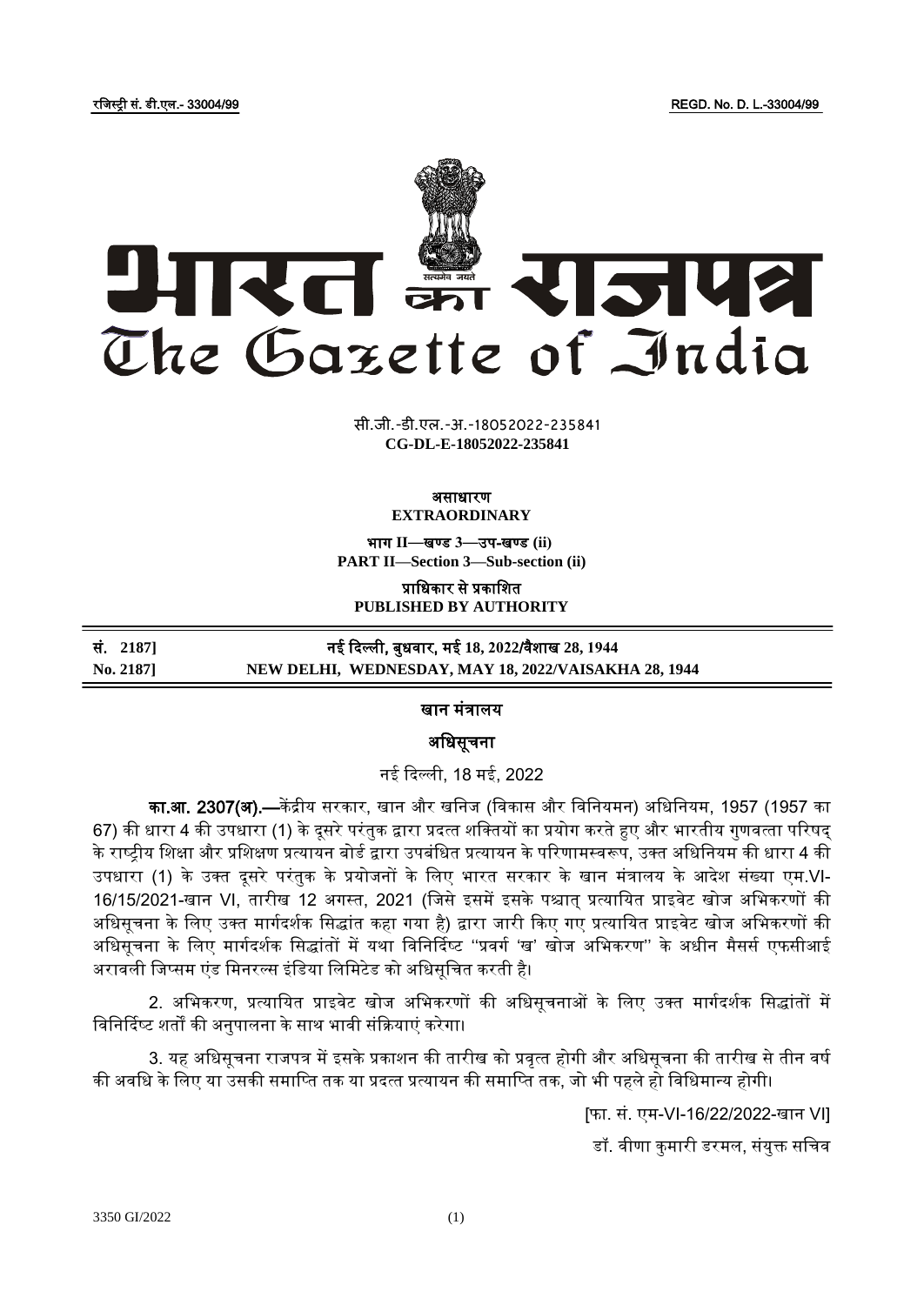रजिस्ट्री सं. डी.एल.- 33004/99 REGD. No. D. L.-33004/99

# भारत का राजपत्र
# The Gazette of India

सी.जी.-डी.एल.-अ.-18052022-235841
**CG-DL-E-18052022-235841**

**असाधारण**
**EXTRAORDINARY**

**भाग II—खण्ड 3—उप-खण्ड (ii)**
**PART II—Section 3—Sub-section (ii)**

**प्राधिकार से प्रकाशित**
**PUBLISHED BY AUTHORITY**

| | |
|---|---|
| **सं. 2187]** | **नई दिल्ली, बुधवार, मई 18, 2022/वैशाख 28, 1944** |
| **No. 2187]** | **NEW DELHI, WEDNESDAY, MAY 18, 2022/VAISAKHA 28, 1944** |

## खान मंत्रालय

## अधिसूचना

नई दिल्ली, 18 मई, 2022

**का.आ. 2307(अ).—**केंद्रीय सरकार, खान और खनिज (विकास और विनियमन) अधिनियम, 1957 (1957 का 67) की धारा 4 की उपधारा (1) के दूसरे परंतुक द्वारा प्रदत्त शक्तियों का प्रयोग करते हुए और भारतीय गुणवत्ता परिषद् के राष्ट्रीय शिक्षा और प्रशिक्षण प्रत्यायन बोर्ड द्वारा उपबंधित प्रत्यायन के परिणामस्वरूप, उक्त अधिनियम की धारा 4 की उपधारा (1) के उक्त दूसरे परंतुक के प्रयोजनों के लिए भारत सरकार के खान मंत्रालय के आदेश संख्या एम.VI-16/15/2021-खान VI, तारीख 12 अगस्त, 2021 (जिसे इसमें इसके पश्चात् प्रत्यायित प्राइवेट खोज अभिकरणों की अधिसूचना के लिए उक्त मार्गदर्शक सिद्धांत कहा गया है) द्वारा जारी किए गए प्रत्यायित प्राइवेट खोज अभिकरणों की अधिसूचना के लिए मार्गदर्शक सिद्धांतों में यथा विनिर्दिष्ट "प्रवर्ग 'ख' खोज अभिकरण" के अधीन मैसर्स एफसीआई अरावली जिप्सम एंड मिनरल्स इंडिया लिमिटेड को अधिसूचित करती है।

2. अभिकरण, प्रत्यायित प्राइवेट खोज अभिकरणों की अधिसूचनाओं के लिए उक्त मार्गदर्शक सिद्धांतों में विनिर्दिष्ट शर्तों की अनुपालना के साथ भावी संक्रियाएं करेगा।

3. यह अधिसूचना राजपत्र में इसके प्रकाशन की तारीख को प्रवृत्त होगी और अधिसूचना की तारीख से तीन वर्ष की अवधि के लिए या उसकी समाप्ति तक या प्रदत्त प्रत्यायन की समाप्ति तक, जो भी पहले हो विधिमान्य होगी।

[फा. सं. एम-VI-16/22/2022-खान VI]

डॉ. वीणा कुमारी डरमल, संयुक्त सचिव

3350 GI/2022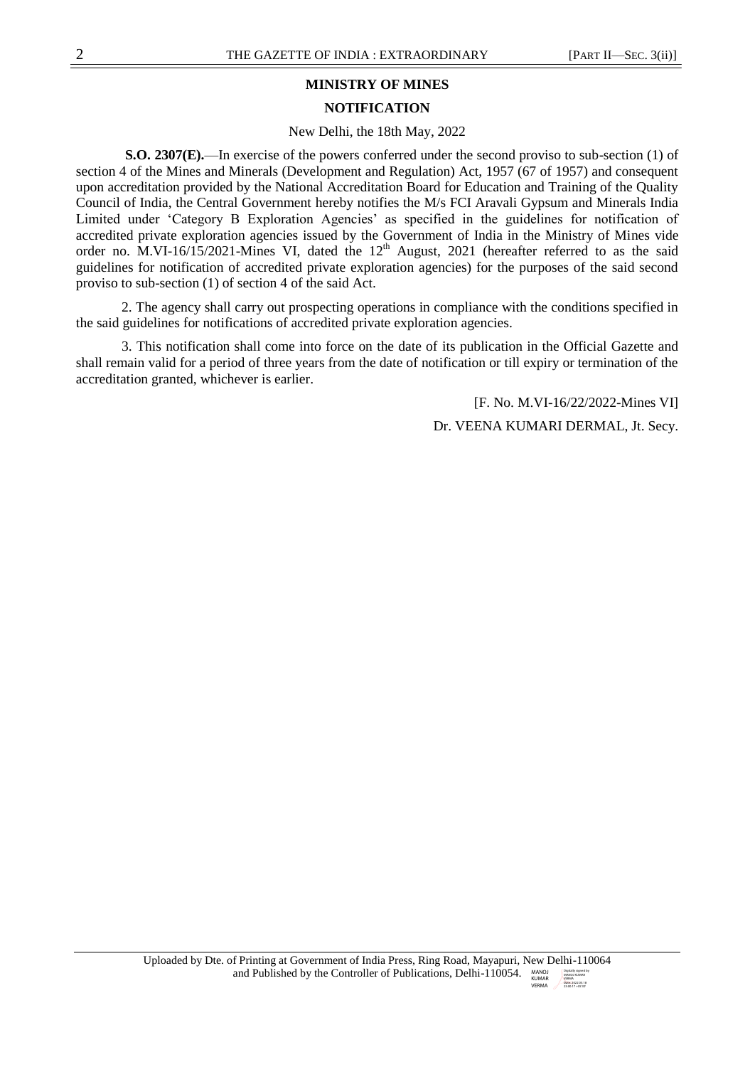## MINISTRY OF MINES

## NOTIFICATION

New Delhi, the 18th May, 2022

**S.O. 2307(E).**—In exercise of the powers conferred under the second proviso to sub-section (1) of section 4 of the Mines and Minerals (Development and Regulation) Act, 1957 (67 of 1957) and consequent upon accreditation provided by the National Accreditation Board for Education and Training of the Quality Council of India, the Central Government hereby notifies the M/s FCI Aravali Gypsum and Minerals India Limited under 'Category B Exploration Agencies' as specified in the guidelines for notification of accredited private exploration agencies issued by the Government of India in the Ministry of Mines vide order no. M.VI-16/15/2021-Mines VI, dated the 12th August, 2021 (hereafter referred to as the said guidelines for notification of accredited private exploration agencies) for the purposes of the said second proviso to sub-section (1) of section 4 of the said Act.

2. The agency shall carry out prospecting operations in compliance with the conditions specified in the said guidelines for notifications of accredited private exploration agencies.

3. This notification shall come into force on the date of its publication in the Official Gazette and shall remain valid for a period of three years from the date of notification or till expiry or termination of the accreditation granted, whichever is earlier.

[F. No. M.VI-16/22/2022-Mines VI]

Dr. VEENA KUMARI DERMAL, Jt. Secy.

Uploaded by Dte. of Printing at Government of India Press, Ring Road, Mayapuri, New Delhi-110064 and Published by the Controller of Publications, Delhi-110054.